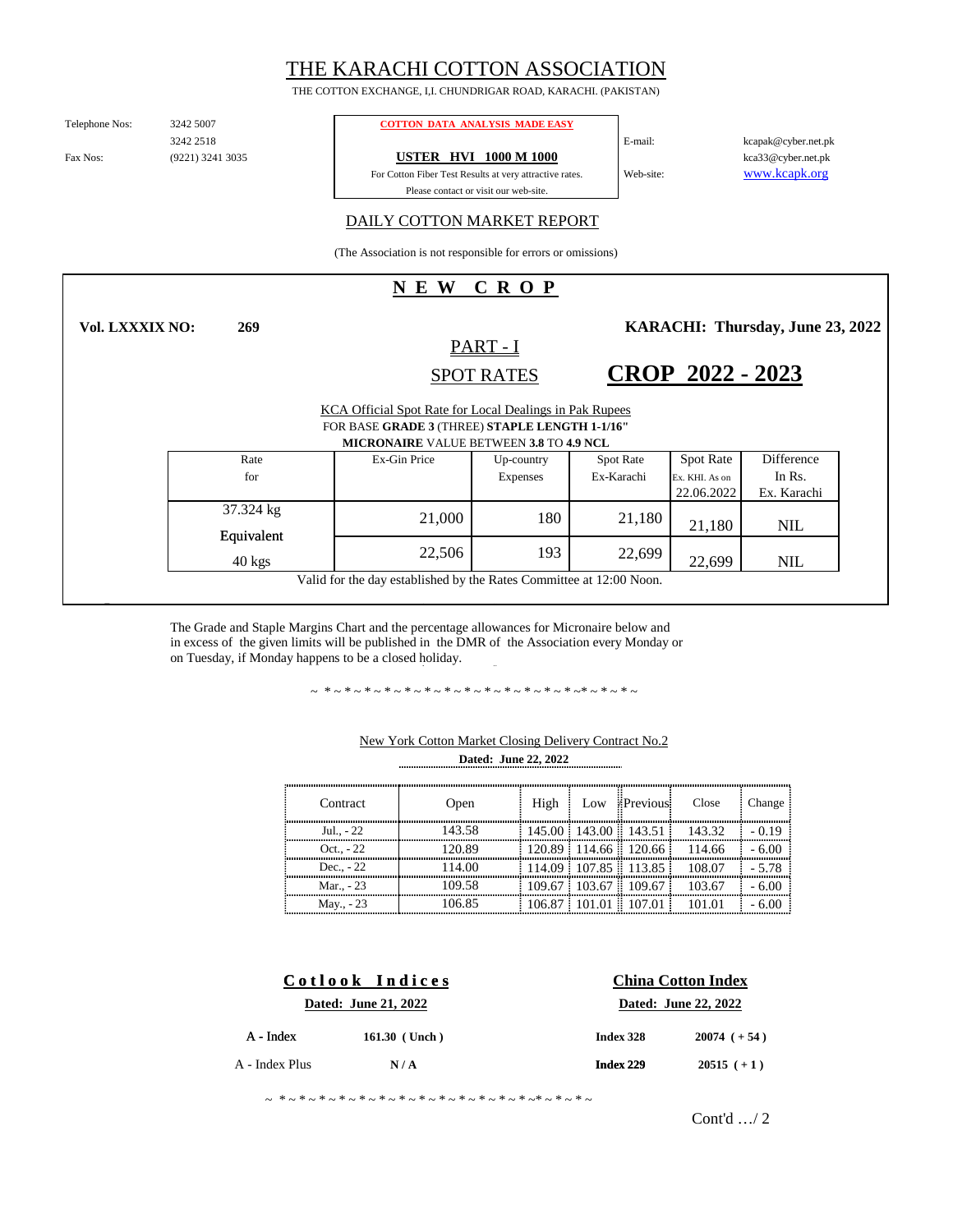# THE KARACHI COTTON ASSOCIATION

THE COTTON EXCHANGE, I,I. CHUNDRIGAR ROAD, KARACHI. (PAKISTAN)

Telephone Nos: 3242 5007
3242 2518
Fax Nos: (9221) 3241 3035

**COTTON DATA ANALYSIS MADE EASY**

**USTER HVI 1000 M 1000**

For Cotton Fiber Test Results at very attractive rates.
Please contact or visit our web-site.

E-mail: kcapak@cyber.net.pk
kca33@cyber.net.pk
Web-site: www.kcapk.org

## DAILY COTTON MARKET REPORT

(The Association is not responsible for errors or omissions)

## N E W C R O P

**Vol. LXXXIX NO: 269**

**KARACHI: Thursday, June 23, 2022**

PART - I

SPOT RATES

# CROP 2022 - 2023

KCA Official Spot Rate for Local Dealings in Pak Rupees
FOR BASE **GRADE 3** (THREE) **STAPLE LENGTH 1-1/16"**
**MICRONAIRE** VALUE BETWEEN **3.8** TO **4.9 NCL**

| Rate for | Ex-Gin Price | Up-country Expenses | Spot Rate Ex-Karachi | Spot Rate Ex. KHI. As on 22.06.2022 | Difference In Rs. Ex. Karachi |
|---|---|---|---|---|---|
| 37.324 kg | 21,000 | 180 | 21,180 | 21,180 | NIL |
| Equivalent 40 kgs | 22,506 | 193 | 22,699 | 22,699 | NIL |

Valid for the day established by the Rates Committee at 12:00 Noon.

The Grade and Staple Margins Chart and the percentage allowances for Micronaire below and in excess of the given limits will be published in the DMR of the Association every Monday or on Tuesday, if Monday happens to be a closed holiday.

~ * ~ * ~ * ~ * ~ * ~ * ~ * ~ * ~ * ~ * ~ * ~ * ~ * ~ * ~ * ~* ~ * ~ * ~

New York Cotton Market Closing Delivery Contract No.2
**Dated: June 22, 2022**

| Contract | Open | High | Low | Previous | Close | Change |
|---|---|---|---|---|---|---|
| Jul., - 22 | 143.58 | 145.00 | 143.00 | 143.51 | 143.32 | - 0.19 |
| Oct., - 22 | 120.89 | 120.89 | 114.66 | 120.66 | 114.66 | - 6.00 |
| Dec., - 22 | 114.00 | 114.09 | 107.85 | 113.85 | 108.07 | - 5.78 |
| Mar., - 23 | 109.58 | 109.67 | 103.67 | 109.67 | 103.67 | - 6.00 |
| May., - 23 | 106.85 | 106.87 | 101.01 | 107.01 | 101.01 | - 6.00 |

**C o t l o o k I n d i c e s**
**Dated: June 21, 2022**

| | |
|---|---|
| A - Index | **161.30 ( Unch )** |
| A - Index Plus | **N / A** |

**China Cotton Index**
**Dated: June 22, 2022**

| | |
|---|---|
| **Index 328** | **20074 ( + 54 )** |
| **Index 229** | **20515 ( + 1 )** |

~ * ~ * ~ * ~ * ~ * ~ * ~ * ~ * ~ * ~ * ~ * ~ * ~ * ~ * ~ * ~* ~ * ~ * ~

Cont'd …/ 2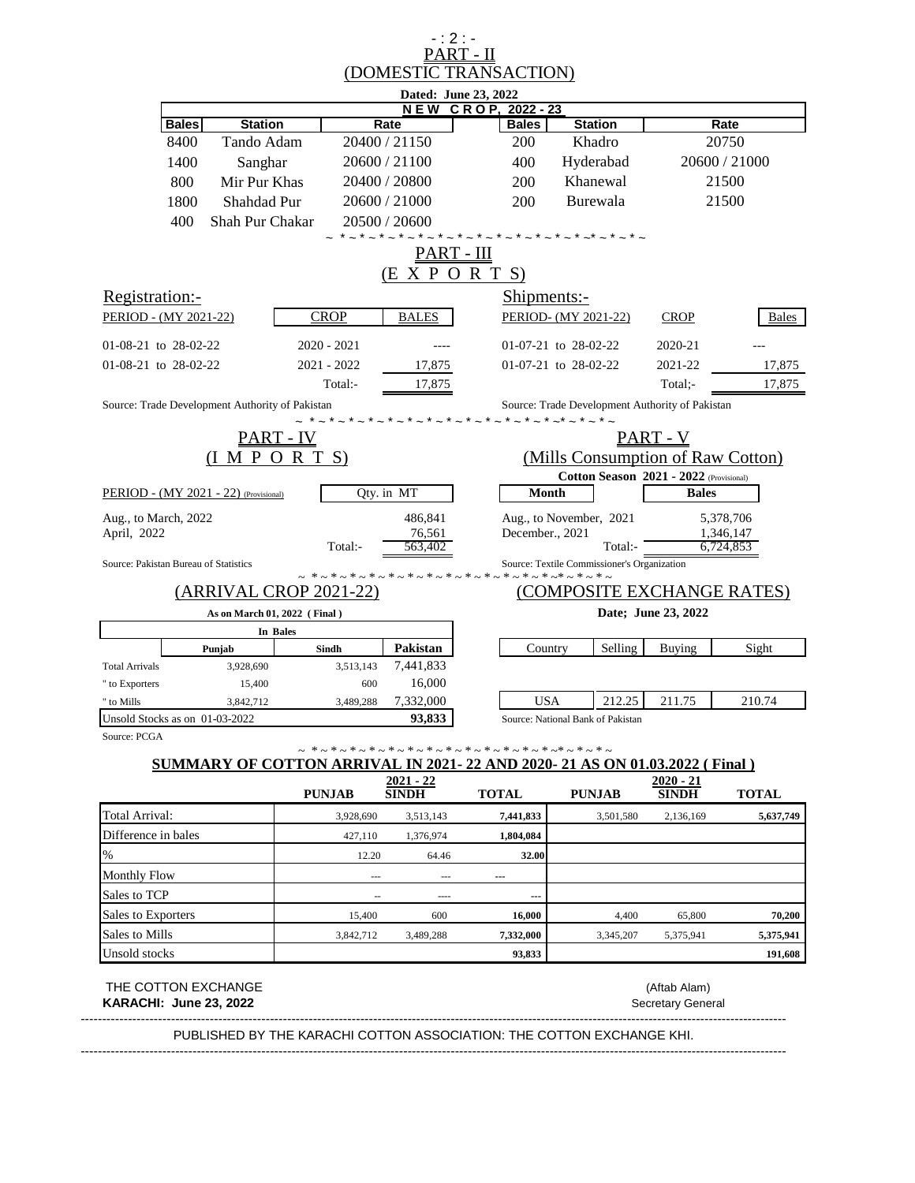# PART - II
## (DOMESTIC TRANSACTION)

**Dated: June 23, 2022**

**N E W C R O P, 2022 - 23**

| Bales | Station | Rate | Bales | Station | Rate |
|---|---|---|---|---|---|
| 8400 | Tando Adam | 20400 / 21150 | 200 | Khadro | 20750 |
| 1400 | Sanghar | 20600 / 21100 | 400 | Hyderabad | 20600 / 21000 |
| 800 | Mir Pur Khas | 20400 / 20800 | 200 | Khanewal | 21500 |
| 1800 | Shahdad Pur | 20600 / 21000 | 200 | Burewala | 21500 |
| 400 | Shah Pur Chakar | 20500 / 20600 | | | |

~ * ~ * ~ * ~ * ~ * ~ * ~ * ~ * ~ * ~ * ~ * ~ * ~ * ~ * ~* ~ * ~ * ~

# PART - III
## (E X P O R T S)

**Registration:-**

| PERIOD - (MY 2021-22) | CROP | BALES |
|---|---|---|
| 01-08-21 to 28-02-22 | 2020 - 2021 | ---- |
| 01-08-21 to 28-02-22 | 2021 - 2022 | 17,875 |
| | Total:- | 17,875 |

Source: Trade Development Authority of Pakistan

**Shipments:-**

| PERIOD- (MY 2021-22) | CROP | Bales |
|---|---|---|
| 01-07-21 to 28-02-22 | 2020-21 | --- |
| 01-07-21 to 28-02-22 | 2021-22 | 17,875 |
| | Total;- | 17,875 |

Source: Trade Development Authority of Pakistan

~ * ~ * ~ * ~ * ~ * ~ * ~ * ~ * ~ * ~ * ~ * ~ * ~ * ~* ~ * ~ * ~

# PART - IV
## (I M P O R T S)

| PERIOD - (MY 2021 - 22) (Provisional) | | Qty. in MT |
|---|---|---|
| Aug., to March, 2022 | | 486,841 |
| April, 2022 | | 76,561 |
| | Total:- | 563,402 |

Source: Pakistan Bureau of Statistics

# PART - V
## (Mills Consumption of Raw Cotton)

**Cotton Season 2021 - 2022** (Provisional)

| Month | | Bales |
|---|---|---|
| Aug., to November, 2021 | | 5,378,706 |
| December., 2021 | | 1,346,147 |
| | Total:- | 6,724,853 |

Source: Textile Commissioner's Organization

~ * ~ * ~ * ~ * ~ * ~ * ~ * ~ * ~ * ~ * ~ * ~ * ~ * ~* ~ * ~ * ~

## (ARRIVAL CROP 2021-22)

**As on March 01, 2022 ( Final )**

**In Bales**

| | Punjab | Sindh | Pakistan |
|---|---|---|---|
| Total Arrivals | 3,928,690 | 3,513,143 | 7,441,833 |
| " to Exporters | 15,400 | 600 | 16,000 |
| " to Mills | 3,842,712 | 3,489,288 | 7,332,000 |
| Unsold Stocks as on 01-03-2022 | | | 93,833 |

Source: PCGA

## (COMPOSITE EXCHANGE RATES)

**Date; June 23, 2022**

| Country | Selling | Buying | Sight |
|---|---|---|---|
| USA | 212.25 | 211.75 | 210.74 |

Source: National Bank of Pakistan

~ * ~ * ~ * ~ * ~ * ~ * ~ * ~ * ~ * ~ * ~ * ~ * ~ * ~* ~ * ~ * ~

## SUMMARY OF COTTON ARRIVAL IN 2021- 22 AND 2020- 21 AS ON 01.03.2022 ( Final )

| | 2021 - 22 | | | 2020 - 21 | | |
|---|---|---|---|---|---|---|
| | PUNJAB | SINDH | TOTAL | PUNJAB | SINDH | TOTAL |
| Total Arrival: | 3,928,690 | 3,513,143 | 7,441,833 | 3,501,580 | 2,136,169 | 5,637,749 |
| Difference in bales | 427,110 | 1,376,974 | 1,804,084 | | | |
| % | 12.20 | 64.46 | 32.00 | | | |
| Monthly Flow | --- | --- | --- | | | |
| Sales to TCP | -- | ---- | --- | | | |
| Sales to Exporters | 15,400 | 600 | 16,000 | 4,400 | 65,800 | 70,200 |
| Sales to Mills | 3,842,712 | 3,489,288 | 7,332,000 | 3,345,207 | 5,375,941 | 5,375,941 |
| Unsold stocks | | | 93,833 | | | 191,608 |

THE COTTON EXCHANGE
**KARACHI: June 23, 2022**

(Aftab Alam)
Secretary General

PUBLISHED BY THE KARACHI COTTON ASSOCIATION: THE COTTON EXCHANGE KHI.